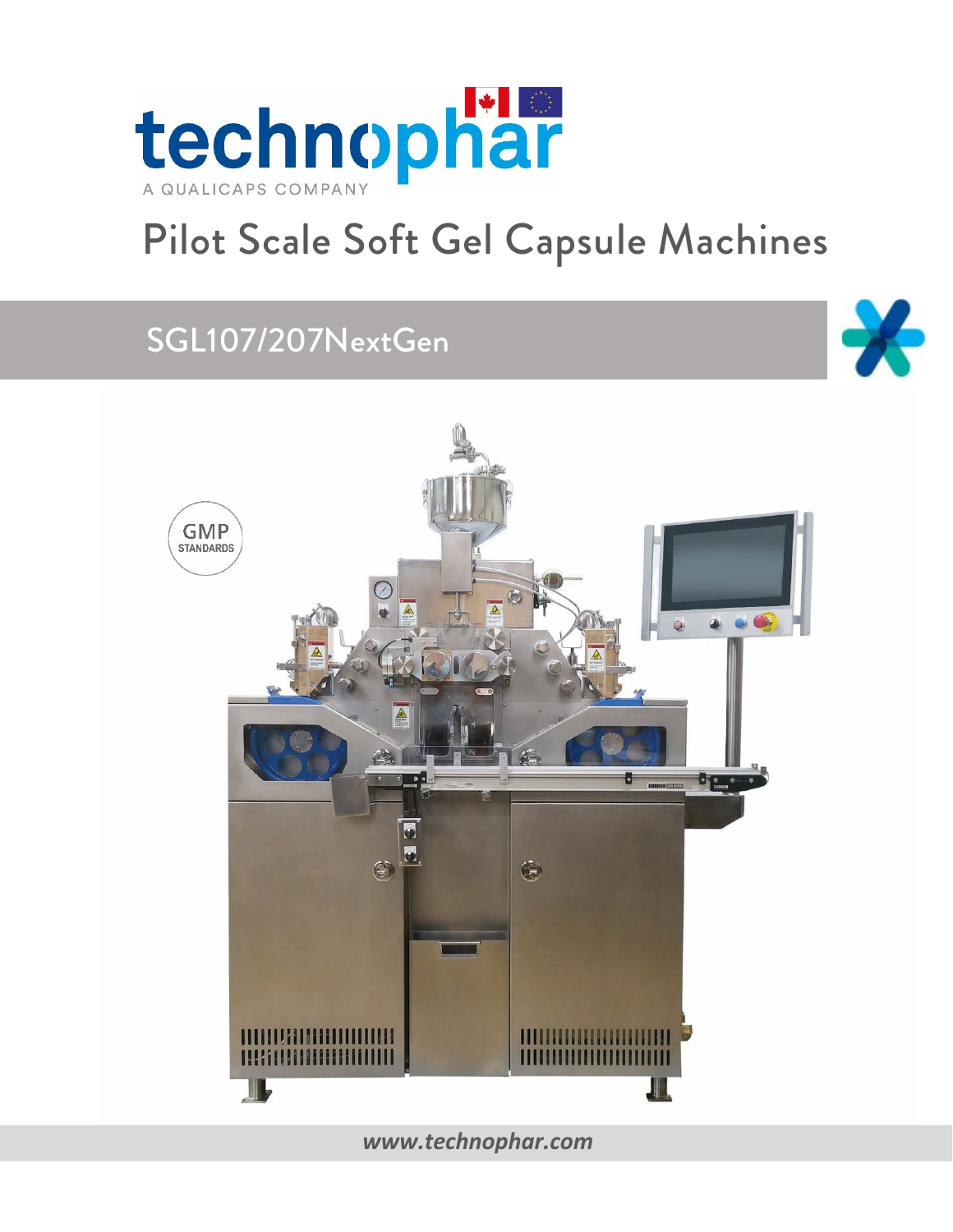technophar

A QUALICAPS COMPANY

# Pilot Scale Soft Gel Capsule Machines

## SGL107/207NextGen

GMP STANDARDS

*www.technophar.com*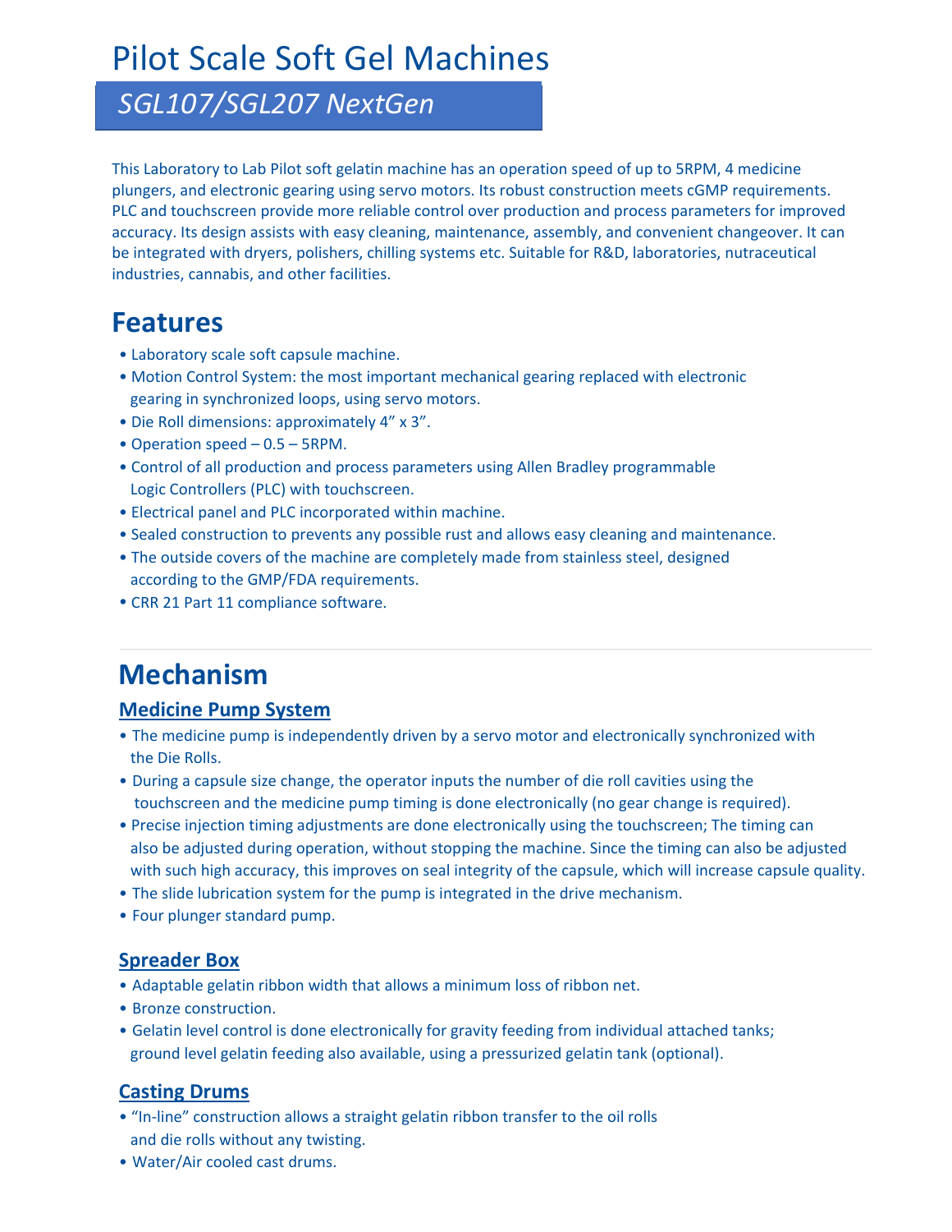# Pilot Scale Soft Gel Machines

## *SGL107/SGL207 NextGen*

This Laboratory to Lab Pilot soft gelatin machine has an operation speed of up to 5RPM, 4 medicine plungers, and electronic gearing using servo motors. Its robust construction meets cGMP requirements. PLC and touchscreen provide more reliable control over production and process parameters for improved accuracy. Its design assists with easy cleaning, maintenance, assembly, and convenient changeover. It can be integrated with dryers, polishers, chilling systems etc. Suitable for R&D, laboratories, nutraceutical industries, cannabis, and other facilities.

## Features

- Laboratory scale soft capsule machine.
- Motion Control System: the most important mechanical gearing replaced with electronic gearing in synchronized loops, using servo motors.
- Die Roll dimensions: approximately 4" x 3".
- Operation speed – 0.5 – 5RPM.
- Control of all production and process parameters using Allen Bradley programmable Logic Controllers (PLC) with touchscreen.
- Electrical panel and PLC incorporated within machine.
- Sealed construction to prevents any possible rust and allows easy cleaning and maintenance.
- The outside covers of the machine are completely made from stainless steel, designed according to the GMP/FDA requirements.
- CRR 21 Part 11 compliance software.

---

## Mechanism

### Medicine Pump System

- The medicine pump is independently driven by a servo motor and electronically synchronized with the Die Rolls.
- During a capsule size change, the operator inputs the number of die roll cavities using the touchscreen and the medicine pump timing is done electronically (no gear change is required).
- Precise injection timing adjustments are done electronically using the touchscreen; The timing can also be adjusted during operation, without stopping the machine. Since the timing can also be adjusted with such high accuracy, this improves on seal integrity of the capsule, which will increase capsule quality.
- The slide lubrication system for the pump is integrated in the drive mechanism.
- Four plunger standard pump.

### Spreader Box

- Adaptable gelatin ribbon width that allows a minimum loss of ribbon net.
- Bronze construction.
- Gelatin level control is done electronically for gravity feeding from individual attached tanks; ground level gelatin feeding also available, using a pressurized gelatin tank (optional).

### Casting Drums

- "In-line" construction allows a straight gelatin ribbon transfer to the oil rolls and die rolls without any twisting.
- Water/Air cooled cast drums.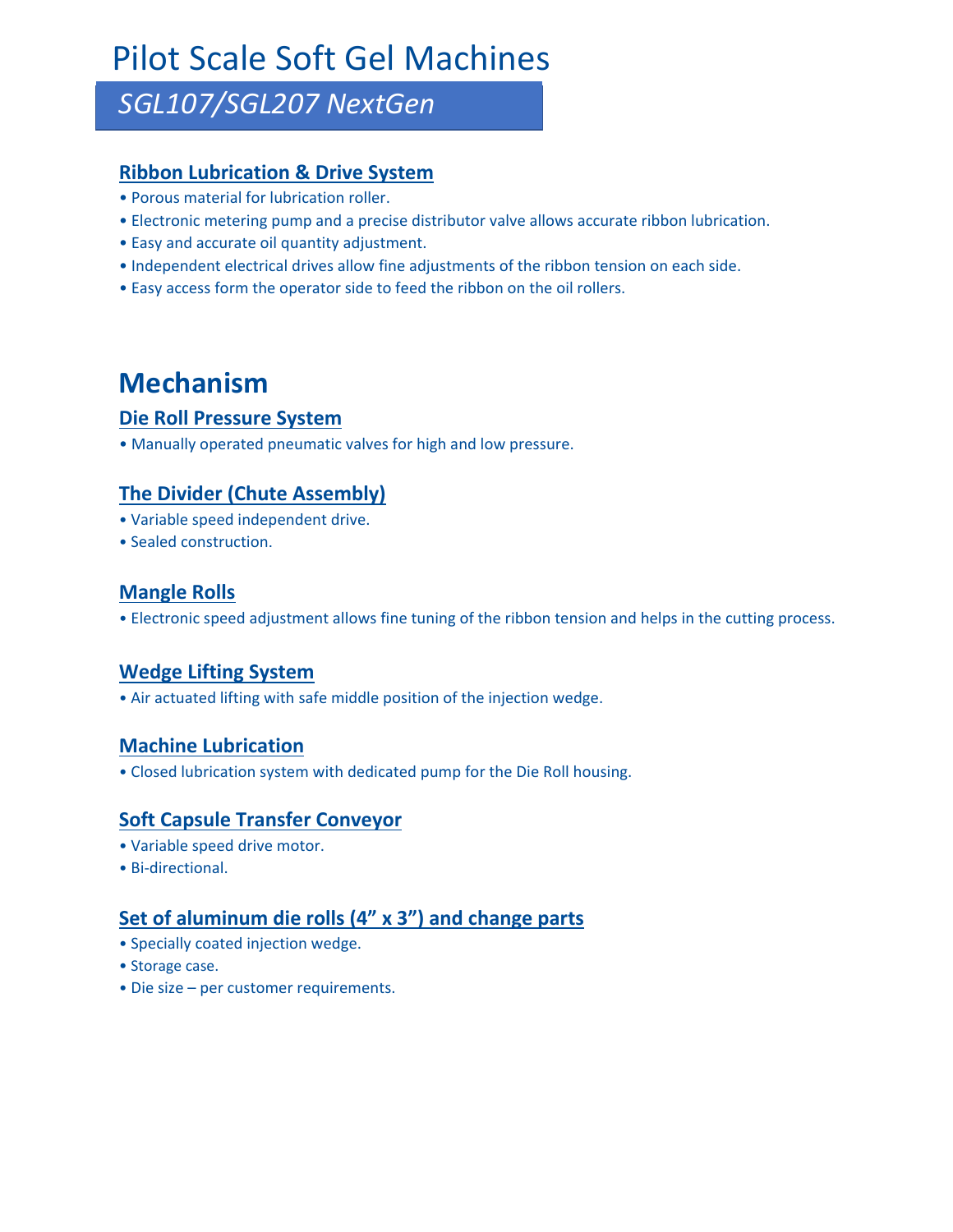# Pilot Scale Soft Gel Machines

## *SGL107/SGL207 NextGen*

### Ribbon Lubrication & Drive System

- Porous material for lubrication roller.
- Electronic metering pump and a precise distributor valve allows accurate ribbon lubrication.
- Easy and accurate oil quantity adjustment.
- Independent electrical drives allow fine adjustments of the ribbon tension on each side.
- Easy access form the operator side to feed the ribbon on the oil rollers.

## Mechanism

### Die Roll Pressure System

- Manually operated pneumatic valves for high and low pressure.

### The Divider (Chute Assembly)

- Variable speed independent drive.
- Sealed construction.

### Mangle Rolls

- Electronic speed adjustment allows fine tuning of the ribbon tension and helps in the cutting process.

### Wedge Lifting System

- Air actuated lifting with safe middle position of the injection wedge.

### Machine Lubrication

- Closed lubrication system with dedicated pump for the Die Roll housing.

### Soft Capsule Transfer Conveyor

- Variable speed drive motor.
- Bi-directional.

### Set of aluminum die rolls (4” x 3”) and change parts

- Specially coated injection wedge.
- Storage case.
- Die size – per customer requirements.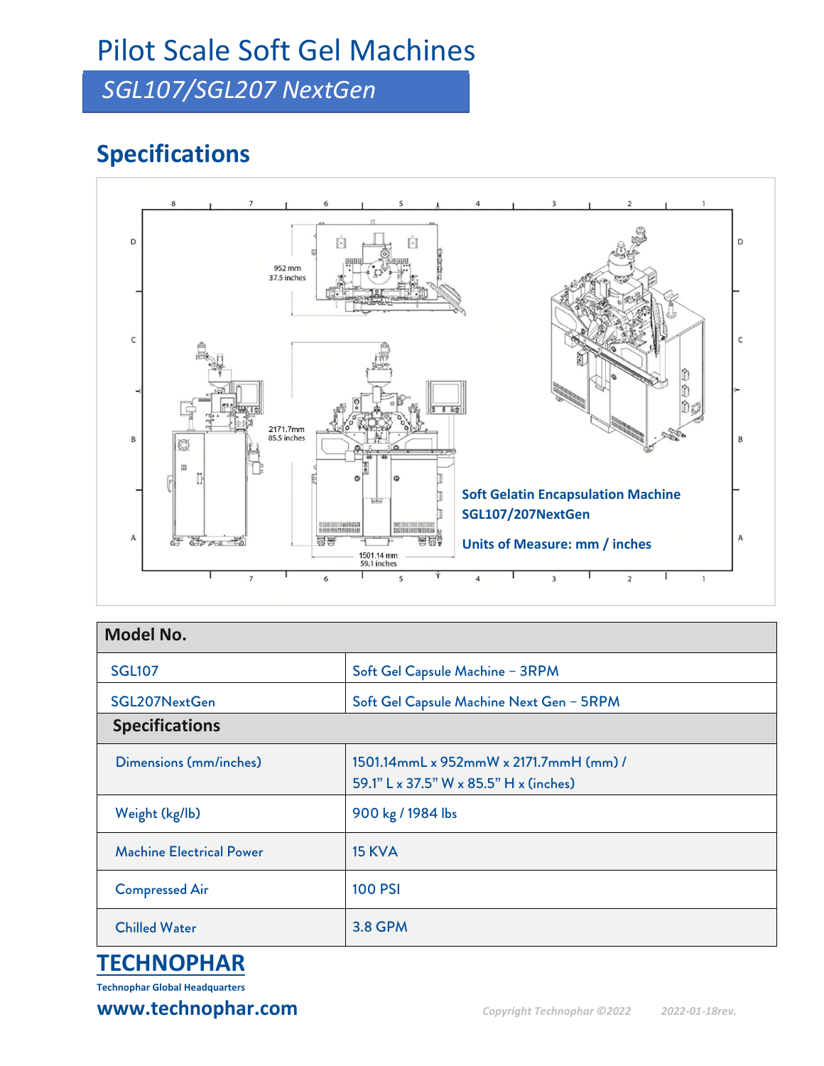# Pilot Scale Soft Gel Machines

## *SGL107/SGL207 NextGen*

## Specifications

952 mm
37.5 inches

2171.7mm
85.5 inches

1501.14 mm
59.1 inches

**Soft Gelatin Encapsulation Machine**
**SGL107/207NextGen**

**Units of Measure: mm / inches**

| **Model No.** | |
|---|---|
| SGL107 | Soft Gel Capsule Machine – 3RPM |
| SGL207NextGen | Soft Gel Capsule Machine Next Gen – 5RPM |
| **Specifications** | |
| Dimensions (mm/inches) | 1501.14mmL x 952mmW x 2171.7mmH (mm) / 59.1" L x 37.5" W x 85.5" H x (inches) |
| Weight (kg/lb) | 900 kg / 1984 lbs |
| Machine Electrical Power | 15 KVA |
| Compressed Air | 100 PSI |
| Chilled Water | 3.8 GPM |

**TECHNOPHAR**

**Technophar Global Headquarters**

**www.technophar.com**

*Copyright Technophar ©2022* *2022-01-18rev.*